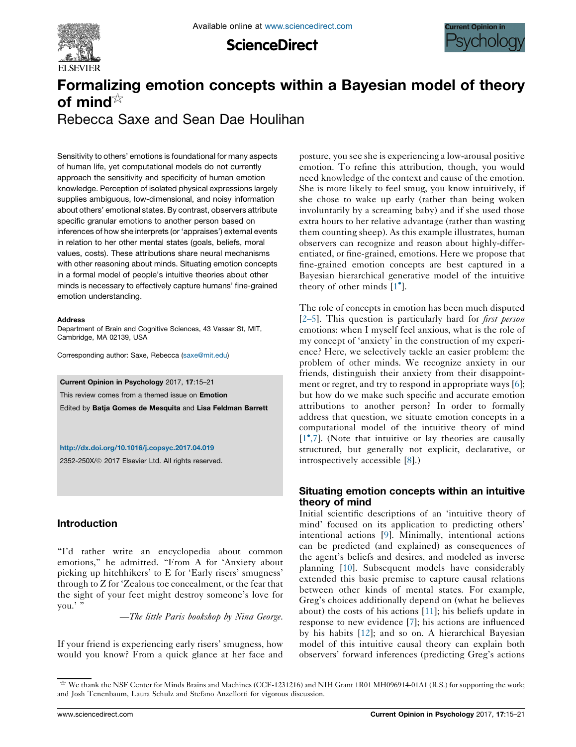# Formalizing emotion concepts within a Bayesian model of theory of mind☆

Rebecca Saxe and Sean Dae Houlihan

Sensitivity to others' emotions is foundational for many aspects of human life, yet computational models do not currently approach the sensitivity and specificity of human emotion knowledge. Perception of isolated physical expressions largely supplies ambiguous, low-dimensional, and noisy information about others' emotional states. By contrast, observers attribute specific granular emotions to another person based on inferences of how she interprets (or 'appraises') external events in relation to her other mental states (goals, beliefs, moral values, costs). These attributions share neural mechanisms with other reasoning about minds. Situating emotion concepts in a formal model of people's intuitive theories about other minds is necessary to effectively capture humans' fine-grained emotion understanding.

**Address**

Department of Brain and Cognitive Sciences, 43 Vassar St, MIT, Cambridge, MA 02139, USA

Corresponding author: Saxe, Rebecca (saxe@mit.edu)

**Current Opinion in Psychology** 2017, **17**:15–21

This review comes from a themed issue on **Emotion**

Edited by **Batja Gomes de Mesquita** and **Lisa Feldman Barrett**

http://dx.doi.org/10.1016/j.copsyc.2017.04.019

2352-250X/© 2017 Elsevier Ltd. All rights reserved.

## Introduction

"I'd rather write an encyclopedia about common emotions," he admitted. "From A for 'Anxiety about picking up hitchhikers' to E for 'Early risers' smugness' through to Z for 'Zealous toe concealment, or the fear that the sight of your feet might destroy someone's love for you.' "

—*The little Paris bookshop by Nina George.*

If your friend is experiencing early risers' smugness, how would you know? From a quick glance at her face and posture, you see she is experiencing a low-arousal positive emotion. To refine this attribution, though, you would need knowledge of the context and cause of the emotion. She is more likely to feel smug, you know intuitively, if she chose to wake up early (rather than being woken involuntarily by a screaming baby) and if she used those extra hours to her relative advantage (rather than wasting them counting sheep). As this example illustrates, human observers can recognize and reason about highly-differentiated, or fine-grained, emotions. Here we propose that fine-grained emotion concepts are best captured in a Bayesian hierarchical generative model of the intuitive theory of other minds [1•].

The role of concepts in emotion has been much disputed [2–5]. This question is particularly hard for *first person* emotions: when I myself feel anxious, what is the role of my concept of 'anxiety' in the construction of my experience? Here, we selectively tackle an easier problem: the problem of other minds. We recognize anxiety in our friends, distinguish their anxiety from their disappointment or regret, and try to respond in appropriate ways [6]; but how do we make such specific and accurate emotion attributions to another person? In order to formally address that question, we situate emotion concepts in a computational model of the intuitive theory of mind [1•,7]. (Note that intuitive or lay theories are causally structured, but generally not explicit, declarative, or introspectively accessible [8].)

## Situating emotion concepts within an intuitive theory of mind

Initial scientific descriptions of an 'intuitive theory of mind' focused on its application to predicting others' intentional actions [9]. Minimally, intentional actions can be predicted (and explained) as consequences of the agent's beliefs and desires, and modeled as inverse planning [10]. Subsequent models have considerably extended this basic premise to capture causal relations between other kinds of mental states. For example, Greg's choices additionally depend on (what he believes about) the costs of his actions [11]; his beliefs update in response to new evidence [7]; his actions are influenced by his habits [12]; and so on. A hierarchical Bayesian model of this intuitive causal theory can explain both observers' forward inferences (predicting Greg's actions

☆ We thank the NSF Center for Minds Brains and Machines (CCF-1231216) and NIH Grant 1R01 MH096914-01A1 (R.S.) for supporting the work; and Josh Tenenbaum, Laura Schulz and Stefano Anzellotti for vigorous discussion.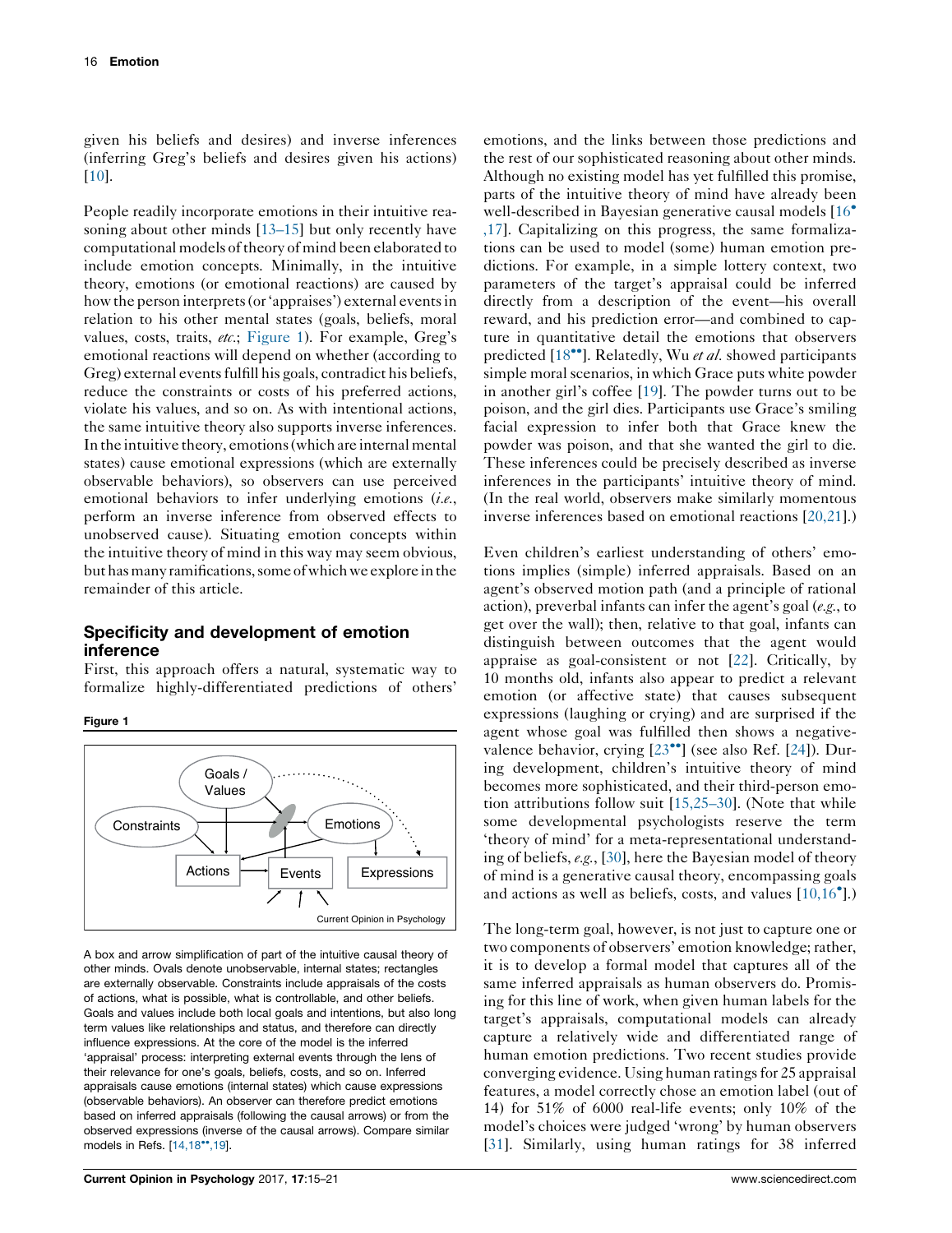given his beliefs and desires) and inverse inferences (inferring Greg's beliefs and desires given his actions) [10].

People readily incorporate emotions in their intuitive reasoning about other minds [13–15] but only recently have computational models of theory of mind been elaborated to include emotion concepts. Minimally, in the intuitive theory, emotions (or emotional reactions) are caused by how the person interprets (or 'appraises') external events in relation to his other mental states (goals, beliefs, moral values, costs, traits, *etc.*; Figure 1). For example, Greg's emotional reactions will depend on whether (according to Greg) external events fulfill his goals, contradict his beliefs, reduce the constraints or costs of his preferred actions, violate his values, and so on. As with intentional actions, the same intuitive theory also supports inverse inferences. In the intuitive theory, emotions (which are internal mental states) cause emotional expressions (which are externally observable behaviors), so observers can use perceived emotional behaviors to infer underlying emotions (*i.e.*, perform an inverse inference from observed effects to unobserved cause). Situating emotion concepts within the intuitive theory of mind in this way may seem obvious, but has many ramifications, some of which we explore in the remainder of this article.

## Specificity and development of emotion inference

First, this approach offers a natural, systematic way to formalize highly-differentiated predictions of others' emotions, and the links between those predictions and the rest of our sophisticated reasoning about other minds. Although no existing model has yet fulfilled this promise, parts of the intuitive theory of mind have already been well-described in Bayesian generative causal models [16•,17]. Capitalizing on this progress, the same formalizations can be used to model (some) human emotion predictions. For example, in a simple lottery context, two parameters of the target's appraisal could be inferred directly from a description of the event—his overall reward, and his prediction error—and combined to capture in quantitative detail the emotions that observers predicted [18••]. Relatedly, Wu *et al.* showed participants simple moral scenarios, in which Grace puts white powder in another girl's coffee [19]. The powder turns out to be poison, and the girl dies. Participants use Grace's smiling facial expression to infer both that Grace knew the powder was poison, and that she wanted the girl to die. These inferences could be precisely described as inverse inferences in the participants' intuitive theory of mind. (In the real world, observers make similarly momentous inverse inferences based on emotional reactions [20,21].)

**Figure 1**

Goals / Values
Constraints
Emotions
Actions
Events
Expressions
Current Opinion in Psychology

A box and arrow simplification of part of the intuitive causal theory of other minds. Ovals denote unobservable, internal states; rectangles are externally observable. Constraints include appraisals of the costs of actions, what is possible, what is controllable, and other beliefs. Goals and values include both local goals and intentions, but also long term values like relationships and status, and therefore can directly influence expressions. At the core of the model is the inferred 'appraisal' process: interpreting external events through the lens of their relevance for one's goals, beliefs, costs, and so on. Inferred appraisals cause emotions (internal states) which cause expressions (observable behaviors). An observer can therefore predict emotions based on inferred appraisals (following the causal arrows) or from the observed expressions (inverse of the causal arrows). Compare similar models in Refs. [14,18••,19].

Even children's earliest understanding of others' emotions implies (simple) inferred appraisals. Based on an agent's observed motion path (and a principle of rational action), preverbal infants can infer the agent's goal (*e.g.*, to get over the wall); then, relative to that goal, infants can distinguish between outcomes that the agent would appraise as goal-consistent or not [22]. Critically, by 10 months old, infants also appear to predict a relevant emotion (or affective state) that causes subsequent expressions (laughing or crying) and are surprised if the agent whose goal was fulfilled then shows a negative-valence behavior, crying [23••] (see also Ref. [24]). During development, children's intuitive theory of mind becomes more sophisticated, and their third-person emotion attributions follow suit [15,25–30]. (Note that while some developmental psychologists reserve the term 'theory of mind' for a meta-representational understanding of beliefs, *e.g.*, [30], here the Bayesian model of theory of mind is a generative causal theory, encompassing goals and actions as well as beliefs, costs, and values [10,16•].)

The long-term goal, however, is not just to capture one or two components of observers' emotion knowledge; rather, it is to develop a formal model that captures all of the same inferred appraisals as human observers do. Promising for this line of work, when given human labels for the target's appraisals, computational models can already capture a relatively wide and differentiated range of human emotion predictions. Two recent studies provide converging evidence. Using human ratings for 25 appraisal features, a model correctly chose an emotion label (out of 14) for 51% of 6000 real-life events; only 10% of the model's choices were judged 'wrong' by human observers [31]. Similarly, using human ratings for 38 inferred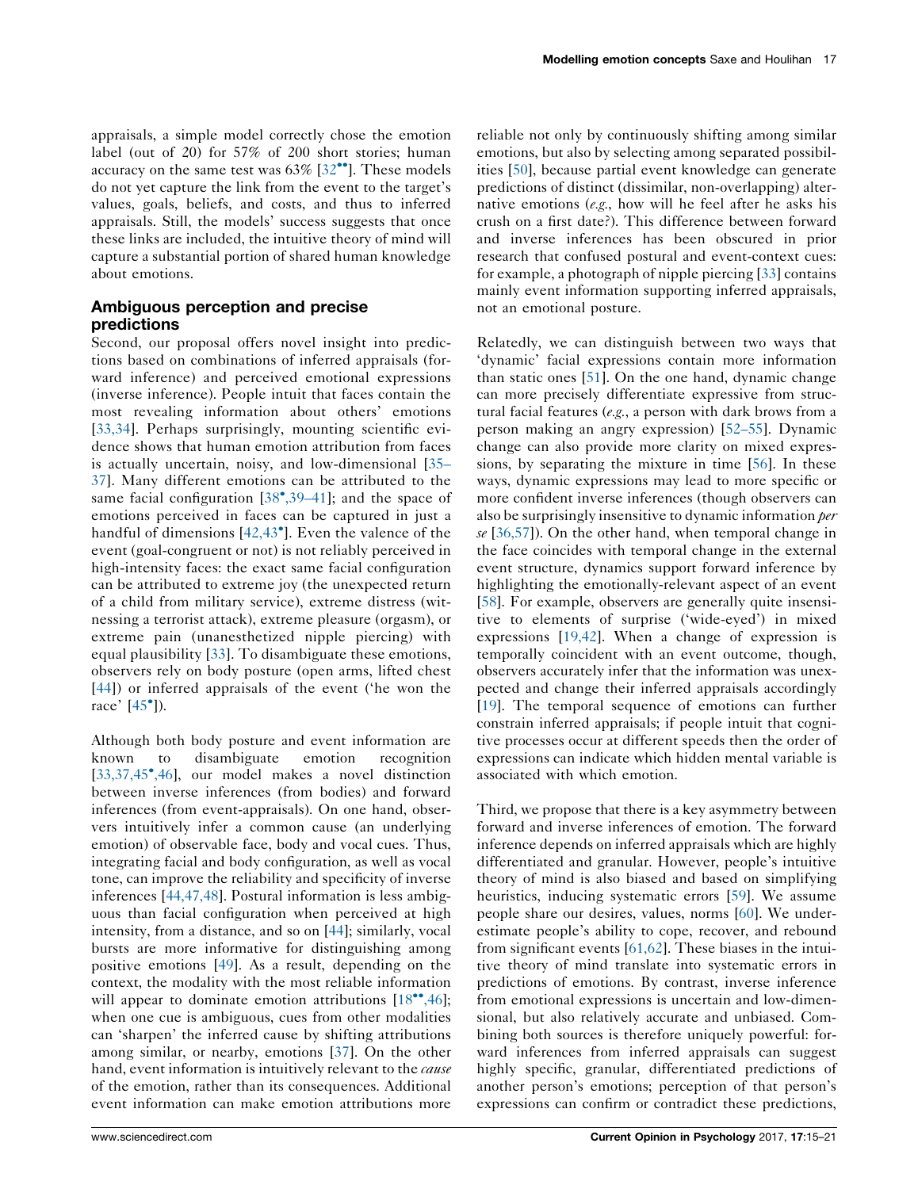appraisals, a simple model correctly chose the emotion label (out of 20) for 57% of 200 short stories; human accuracy on the same test was 63% [32••]. These models do not yet capture the link from the event to the target's values, goals, beliefs, and costs, and thus to inferred appraisals. Still, the models' success suggests that once these links are included, the intuitive theory of mind will capture a substantial portion of shared human knowledge about emotions.

## Ambiguous perception and precise predictions

Second, our proposal offers novel insight into predictions based on combinations of inferred appraisals (forward inference) and perceived emotional expressions (inverse inference). People intuit that faces contain the most revealing information about others' emotions [33,34]. Perhaps surprisingly, mounting scientific evidence shows that human emotion attribution from faces is actually uncertain, noisy, and low-dimensional [35–37]. Many different emotions can be attributed to the same facial configuration [38•,39–41]; and the space of emotions perceived in faces can be captured in just a handful of dimensions [42,43•]. Even the valence of the event (goal-congruent or not) is not reliably perceived in high-intensity faces: the exact same facial configuration can be attributed to extreme joy (the unexpected return of a child from military service), extreme distress (witnessing a terrorist attack), extreme pleasure (orgasm), or extreme pain (unanesthetized nipple piercing) with equal plausibility [33]. To disambiguate these emotions, observers rely on body posture (open arms, lifted chest [44]) or inferred appraisals of the event ('he won the race' [45•]).

Although both body posture and event information are known to disambiguate emotion recognition [33,37,45•,46], our model makes a novel distinction between inverse inferences (from bodies) and forward inferences (from event-appraisals). On one hand, observers intuitively infer a common cause (an underlying emotion) of observable face, body and vocal cues. Thus, integrating facial and body configuration, as well as vocal tone, can improve the reliability and specificity of inverse inferences [44,47,48]. Postural information is less ambiguous than facial configuration when perceived at high intensity, from a distance, and so on [44]; similarly, vocal bursts are more informative for distinguishing among positive emotions [49]. As a result, depending on the context, the modality with the most reliable information will appear to dominate emotion attributions [18••,46]; when one cue is ambiguous, cues from other modalities can 'sharpen' the inferred cause by shifting attributions among similar, or nearby, emotions [37]. On the other hand, event information is intuitively relevant to the *cause* of the emotion, rather than its consequences. Additional event information can make emotion attributions more reliable not only by continuously shifting among similar emotions, but also by selecting among separated possibilities [50], because partial event knowledge can generate predictions of distinct (dissimilar, non-overlapping) alternative emotions (*e.g.*, how will he feel after he asks his crush on a first date?). This difference between forward and inverse inferences has been obscured in prior research that confused postural and event-context cues: for example, a photograph of nipple piercing [33] contains mainly event information supporting inferred appraisals, not an emotional posture.

Relatedly, we can distinguish between two ways that 'dynamic' facial expressions contain more information than static ones [51]. On the one hand, dynamic change can more precisely differentiate expressive from structural facial features (*e.g.*, a person with dark brows from a person making an angry expression) [52–55]. Dynamic change can also provide more clarity on mixed expressions, by separating the mixture in time [56]. In these ways, dynamic expressions may lead to more specific or more confident inverse inferences (though observers can also be surprisingly insensitive to dynamic information *per se* [36,57]). On the other hand, when temporal change in the face coincides with temporal change in the external event structure, dynamics support forward inference by highlighting the emotionally-relevant aspect of an event [58]. For example, observers are generally quite insensitive to elements of surprise ('wide-eyed') in mixed expressions [19,42]. When a change of expression is temporally coincident with an event outcome, though, observers accurately infer that the information was unexpected and change their inferred appraisals accordingly [19]. The temporal sequence of emotions can further constrain inferred appraisals; if people intuit that cognitive processes occur at different speeds then the order of expressions can indicate which hidden mental variable is associated with which emotion.

Third, we propose that there is a key asymmetry between forward and inverse inferences of emotion. The forward inference depends on inferred appraisals which are highly differentiated and granular. However, people's intuitive theory of mind is also biased and based on simplifying heuristics, inducing systematic errors [59]. We assume people share our desires, values, norms [60]. We underestimate people's ability to cope, recover, and rebound from significant events [61,62]. These biases in the intuitive theory of mind translate into systematic errors in predictions of emotions. By contrast, inverse inference from emotional expressions is uncertain and low-dimensional, but also relatively accurate and unbiased. Combining both sources is therefore uniquely powerful: forward inferences from inferred appraisals can suggest highly specific, granular, differentiated predictions of another person's emotions; perception of that person's expressions can confirm or contradict these predictions,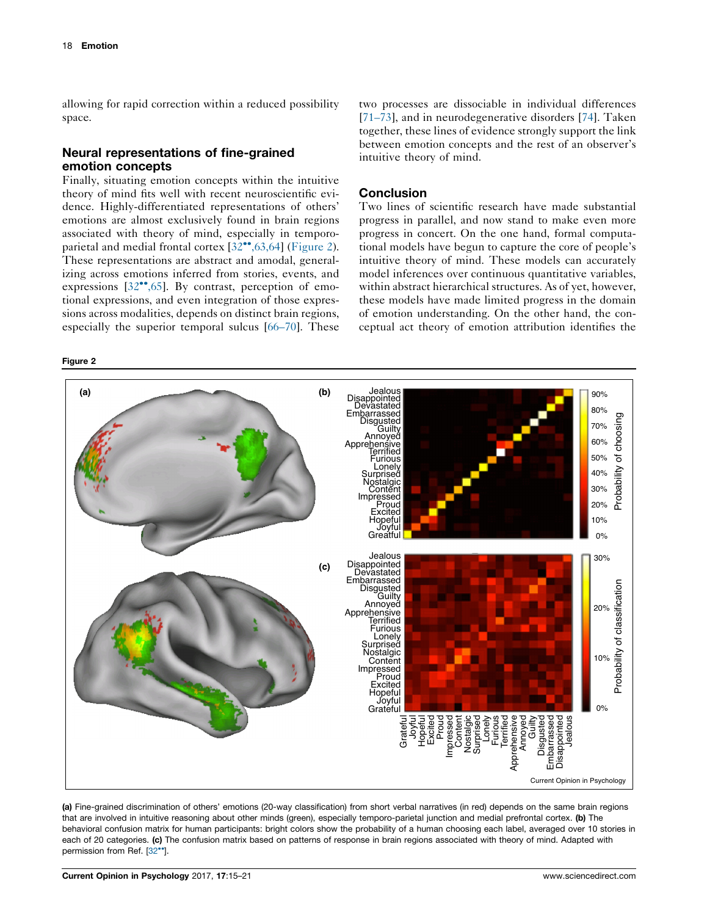allowing for rapid correction within a reduced possibility space.

## Neural representations of fine-grained emotion concepts

Finally, situating emotion concepts within the intuitive theory of mind fits well with recent neuroscientific evidence. Highly-differentiated representations of others' emotions are almost exclusively found in brain regions associated with theory of mind, especially in temporo-parietal and medial frontal cortex [32••,63,64] (Figure 2). These representations are abstract and amodal, generalizing across emotions inferred from stories, events, and expressions [32••,65]. By contrast, perception of emotional expressions, and even integration of those expressions across modalities, depends on distinct brain regions, especially the superior temporal sulcus [66–70]. These two processes are dissociable in individual differences [71–73], and in neurodegenerative disorders [74]. Taken together, these lines of evidence strongly support the link between emotion concepts and the rest of an observer's intuitive theory of mind.

## Conclusion

Two lines of scientific research have made substantial progress in parallel, and now stand to make even more progress in concert. On the one hand, formal computational models have begun to capture the core of people's intuitive theory of mind. These models can accurately model inferences over continuous quantitative variables, within abstract hierarchical structures. As of yet, however, these models have made limited progress in the domain of emotion understanding. On the other hand, the conceptual act theory of emotion attribution identifies the

**Figure 2**

**(a)** Fine-grained discrimination of others' emotions (20-way classification) from short verbal narratives (in red) depends on the same brain regions that are involved in intuitive reasoning about other minds (green), especially temporo-parietal junction and medial prefrontal cortex. **(b)** The behavioral confusion matrix for human participants: bright colors show the probability of a human choosing each label, averaged over 10 stories in each of 20 categories. **(c)** The confusion matrix based on patterns of response in brain regions associated with theory of mind. Adapted with permission from Ref. [32••].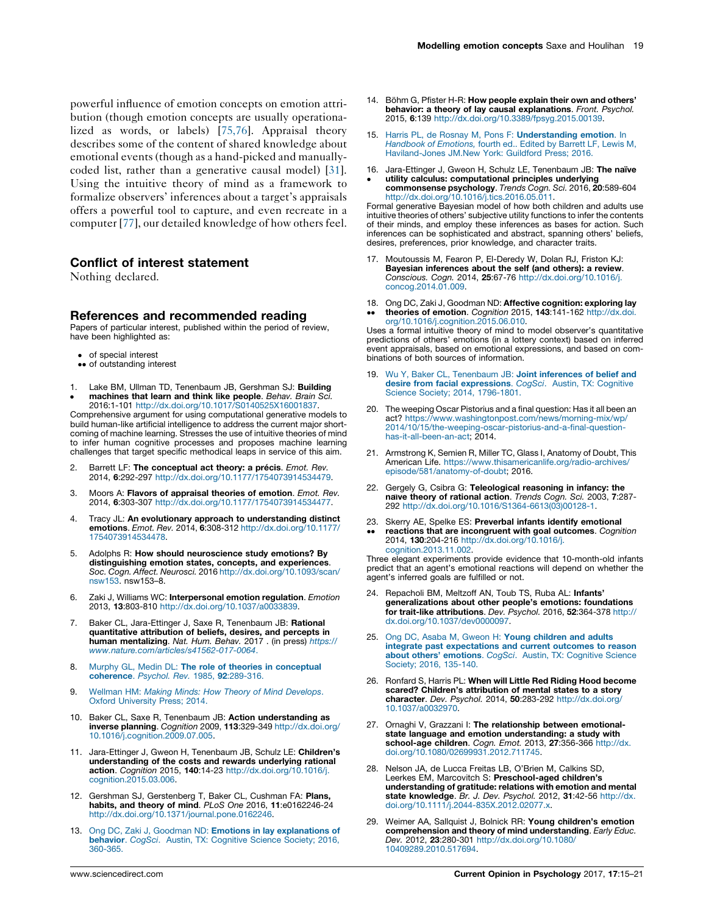powerful influence of emotion concepts on emotion attribution (though emotion concepts are usually operationalized as words, or labels) [75,76]. Appraisal theory describes some of the content of shared knowledge about emotional events (though as a hand-picked and manually-coded list, rather than a generative causal model) [31]. Using the intuitive theory of mind as a framework to formalize observers' inferences about a target's appraisals offers a powerful tool to capture, and even recreate in a computer [77], our detailed knowledge of how others feel.

## Conflict of interest statement

Nothing declared.

## References and recommended reading

Papers of particular interest, published within the period of review, have been highlighted as:

- • of special interest
- •• of outstanding interest

1. • Lake BM, Ullman TD, Tenenbaum JB, Gershman SJ: **Building machines that learn and think like people**. *Behav. Brain Sci.* 2016:1-101 http://dx.doi.org/10.1017/S0140525X16001837.
Comprehensive argument for using computational generative models to build human-like artificial intelligence to address the current major shortcoming of machine learning. Stresses the use of intuitive theories of mind to infer human cognitive processes and proposes machine learning challenges that target specific methodical leaps in service of this aim.

2. Barrett LF: **The conceptual act theory: a précis**. *Emot. Rev.* 2014, **6**:292-297 http://dx.doi.org/10.1177/1754073914534479.

3. Moors A: **Flavors of appraisal theories of emotion**. *Emot. Rev.* 2014, **6**:303-307 http://dx.doi.org/10.1177/1754073914534477.

4. Tracy JL: **An evolutionary approach to understanding distinct emotions**. *Emot. Rev.* 2014, **6**:308-312 http://dx.doi.org/10.1177/1754073914534478.

5. Adolphs R: **How should neuroscience study emotions? By distinguishing emotion states, concepts, and experiences**. *Soc. Cogn. Affect. Neurosci.* 2016 http://dx.doi.org/10.1093/scan/nsw153. nsw153–8.

6. Zaki J, Williams WC: **Interpersonal emotion regulation**. *Emotion* 2013, **13**:803-810 http://dx.doi.org/10.1037/a0033839.

7. Baker CL, Jara-Ettinger J, Saxe R, Tenenbaum JB: **Rational quantitative attribution of beliefs, desires, and percepts in human mentalizing**. *Nat. Hum. Behav.* 2017 . (in press) *https://www.nature.com/articles/s41562-017-0064*.

8. Murphy GL, Medin DL: **The role of theories in conceptual coherence**. *Psychol. Rev.* 1985, **92**:289-316.

9. Wellman HM: *Making Minds: How Theory of Mind Develops*. Oxford University Press; 2014.

10. Baker CL, Saxe R, Tenenbaum JB: **Action understanding as inverse planning**. *Cognition* 2009, **113**:329-349 http://dx.doi.org/10.1016/j.cognition.2009.07.005.

11. Jara-Ettinger J, Gweon H, Tenenbaum JB, Schulz LE: **Children's understanding of the costs and rewards underlying rational action**. *Cognition* 2015, **140**:14-23 http://dx.doi.org/10.1016/j.cognition.2015.03.006.

12. Gershman SJ, Gerstenberg T, Baker CL, Cushman FA: **Plans, habits, and theory of mind**. *PLoS One* 2016, **11**:e0162246-24 http://dx.doi.org/10.1371/journal.pone.0162246.

13. Ong DC, Zaki J, Goodman ND: **Emotions in lay explanations of behavior**. *CogSci*. Austin, TX: Cognitive Science Society; 2016, 360-365.

14. Böhm G, Pfister H-R: **How people explain their own and others' behavior: a theory of lay causal explanations**. *Front. Psychol.* 2015, **6**:139 http://dx.doi.org/10.3389/fpsyg.2015.00139.

15. Harris PL, de Rosnay M, Pons F: **Understanding emotion**. In *Handbook of Emotions,* fourth ed.. Edited by Barrett LF, Lewis M, Haviland-Jones JM.New York: Guildford Press; 2016.

16. • Jara-Ettinger J, Gweon H, Schulz LE, Tenenbaum JB: **The naïve utility calculus: computational principles underlying commonsense psychology**. *Trends Cogn. Sci.* 2016, **20**:589-604 http://dx.doi.org/10.1016/j.tics.2016.05.011.
Formal generative Bayesian model of how both children and adults use intuitive theories of others' subjective utility functions to infer the contents of their minds, and employ these inferences as bases for action. Such inferences can be sophisticated and abstract, spanning others' beliefs, desires, preferences, prior knowledge, and character traits.

17. Moutoussis M, Fearon P, El-Deredy W, Dolan RJ, Friston KJ: **Bayesian inferences about the self (and others): a review**. *Conscious. Cogn.* 2014, **25**:67-76 http://dx.doi.org/10.1016/j.concog.2014.01.009.

18. •• Ong DC, Zaki J, Goodman ND: **Affective cognition: exploring lay theories of emotion**. *Cognition* 2015, **143**:141-162 http://dx.doi.org/10.1016/j.cognition.2015.06.010.
Uses a formal intuitive theory of mind to model observer's quantitative predictions of others' emotions (in a lottery context) based on inferred event appraisals, based on emotional expressions, and based on combinations of both sources of information.

19. Wu Y, Baker CL, Tenenbaum JB: **Joint inferences of belief and desire from facial expressions**. *CogSci*. Austin, TX: Cognitive Science Society; 2014, 1796-1801.

20. The weeping Oscar Pistorius and a final question: Has it all been an act? https://www.washingtonpost.com/news/morning-mix/wp/2014/10/15/the-weeping-oscar-pistorius-and-a-final-question-has-it-all-been-an-act; 2014.

21. Armstrong K, Semien R, Miller TC, Glass I, Anatomy of Doubt, This American Life. https://www.thisamericanlife.org/radio-archives/episode/581/anatomy-of-doubt; 2016.

22. Gergely G, Csibra G: **Teleological reasoning in infancy: the naïve theory of rational action**. *Trends Cogn. Sci.* 2003, **7**:287-292 http://dx.doi.org/10.1016/S1364-6613(03)00128-1.

23. •• Skerry AE, Spelke ES: **Preverbal infants identify emotional reactions that are incongruent with goal outcomes**. *Cognition* 2014, **130**:204-216 http://dx.doi.org/10.1016/j.cognition.2013.11.002.
Three elegant experiments provide evidence that 10-month-old infants predict that an agent's emotional reactions will depend on whether the agent's inferred goals are fulfilled or not.

24. Repacholi BM, Meltzoff AN, Toub TS, Ruba AL: **Infants' generalizations about other people's emotions: foundations for trait-like attributions**. *Dev. Psychol.* 2016, **52**:364-378 http://dx.doi.org/10.1037/dev0000097.

25. Ong DC, Asaba M, Gweon H: **Young children and adults integrate past expectations and current outcomes to reason about others' emotions**. *CogSci*. Austin, TX: Cognitive Science Society; 2016, 135-140.

26. Ronfard S, Harris PL: **When will Little Red Riding Hood become scared? Children's attribution of mental states to a story character**. *Dev. Psychol.* 2014, **50**:283-292 http://dx.doi.org/10.1037/a0032970.

27. Ornaghi V, Grazzani I: **The relationship between emotional-state language and emotion understanding: a study with school-age children**. *Cogn. Emot.* 2013, **27**:356-366 http://dx.doi.org/10.1080/02699931.2012.711745.

28. Nelson JA, de Lucca Freitas LB, O'Brien M, Calkins SD, Leerkes EM, Marcovitch S: **Preschool-aged children's understanding of gratitude: relations with emotion and mental state knowledge**. *Br. J. Dev. Psychol.* 2012, **31**:42-56 http://dx.doi.org/10.1111/j.2044-835X.2012.02077.x.

29. Weimer AA, Sallquist J, Bolnick RR: **Young children's emotion comprehension and theory of mind understanding**. *Early Educ. Dev.* 2012, **23**:280-301 http://dx.doi.org/10.1080/10409289.2010.517694.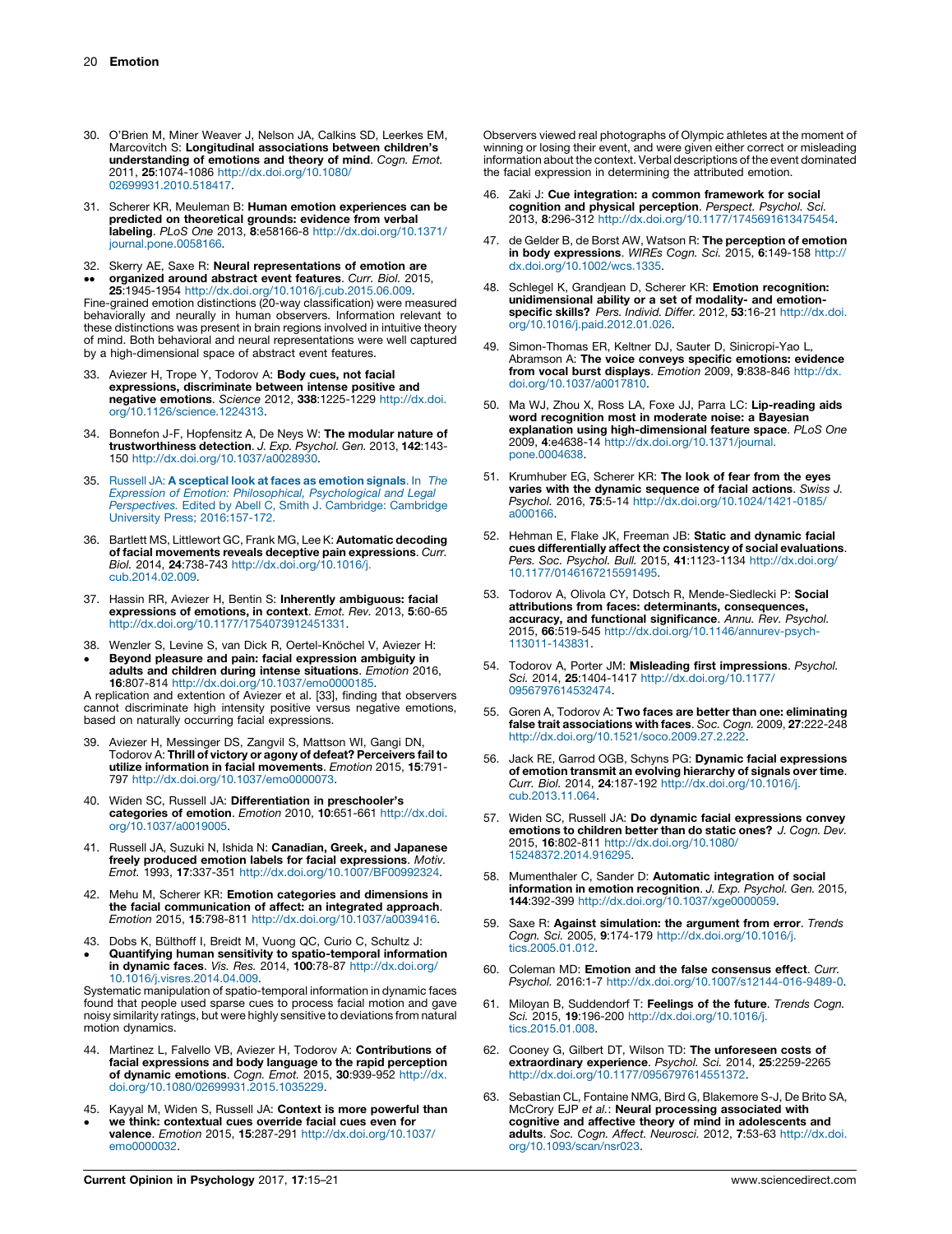30. O'Brien M, Miner Weaver J, Nelson JA, Calkins SD, Leerkes EM, Marcovitch S: **Longitudinal associations between children's understanding of emotions and theory of mind**. *Cogn. Emot.* 2011, **25**:1074-1086 http://dx.doi.org/10.1080/02699931.2010.518417.

31. Scherer KR, Meuleman B: **Human emotion experiences can be predicted on theoretical grounds: evidence from verbal labeling**. *PLoS One* 2013, **8**:e58166-8 http://dx.doi.org/10.1371/journal.pone.0058166.

32. •• Skerry AE, Saxe R: **Neural representations of emotion are organized around abstract event features**. *Curr. Biol.* 2015, **25**:1945-1954 http://dx.doi.org/10.1016/j.cub.2015.06.009.
Fine-grained emotion distinctions (20-way classification) were measured behaviorally and neurally in human observers. Information relevant to these distinctions was present in brain regions involved in intuitive theory of mind. Both behavioral and neural representations were well captured by a high-dimensional space of abstract event features.

33. Aviezer H, Trope Y, Todorov A: **Body cues, not facial expressions, discriminate between intense positive and negative emotions**. *Science* 2012, **338**:1225-1229 http://dx.doi.org/10.1126/science.1224313.

34. Bonnefon J-F, Hopfensitz A, De Neys W: **The modular nature of trustworthiness detection**. *J. Exp. Psychol. Gen.* 2013, **142**:143-150 http://dx.doi.org/10.1037/a0028930.

35. Russell JA: **A sceptical look at faces as emotion signals**. In *The Expression of Emotion: Philosophical, Psychological and Legal Perspectives.* Edited by Abell C, Smith J. Cambridge: Cambridge University Press; 2016:157-172.

36. Bartlett MS, Littlewort GC, Frank MG, Lee K: **Automatic decoding of facial movements reveals deceptive pain expressions**. *Curr. Biol.* 2014, **24**:738-743 http://dx.doi.org/10.1016/j.cub.2014.02.009.

37. Hassin RR, Aviezer H, Bentin S: **Inherently ambiguous: facial expressions of emotions, in context**. *Emot. Rev.* 2013, **5**:60-65 http://dx.doi.org/10.1177/1754073912451331.

38. • Wenzler S, Levine S, van Dick R, Oertel-Knöchel V, Aviezer H: **Beyond pleasure and pain: facial expression ambiguity in adults and children during intense situations**. *Emotion* 2016, **16**:807-814 http://dx.doi.org/10.1037/emo0000185.
A replication and extention of Aviezer et al. [33], finding that observers cannot discriminate high intensity positive versus negative emotions, based on naturally occurring facial expressions.

39. Aviezer H, Messinger DS, Zangvil S, Mattson WI, Gangi DN, Todorov A: **Thrill of victory or agony of defeat? Perceivers fail to utilize information in facial movements**. *Emotion* 2015, **15**:791-797 http://dx.doi.org/10.1037/emo0000073.

40. Widen SC, Russell JA: **Differentiation in preschooler's categories of emotion**. *Emotion* 2010, **10**:651-661 http://dx.doi.org/10.1037/a0019005.

41. Russell JA, Suzuki N, Ishida N: **Canadian, Greek, and Japanese freely produced emotion labels for facial expressions**. *Motiv. Emot.* 1993, **17**:337-351 http://dx.doi.org/10.1007/BF00992324.

42. Mehu M, Scherer KR: **Emotion categories and dimensions in the facial communication of affect: an integrated approach**. *Emotion* 2015, **15**:798-811 http://dx.doi.org/10.1037/a0039416.

43. • Dobs K, Bülthoff I, Breidt M, Vuong QC, Curio C, Schultz J: **Quantifying human sensitivity to spatio-temporal information in dynamic faces**. *Vis. Res.* 2014, **100**:78-87 http://dx.doi.org/10.1016/j.visres.2014.04.009.
Systematic manipulation of spatio-temporal information in dynamic faces found that people used sparse cues to process facial motion and gave noisy similarity ratings, but were highly sensitive to deviations from natural motion dynamics.

44. Martinez L, Falvello VB, Aviezer H, Todorov A: **Contributions of facial expressions and body language to the rapid perception of dynamic emotions**. *Cogn. Emot.* 2015, **30**:939-952 http://dx.doi.org/10.1080/02699931.2015.1035229.

45. • Kayyal M, Widen S, Russell JA: **Context is more powerful than we think: contextual cues override facial cues even for valence**. *Emotion* 2015, **15**:287-291 http://dx.doi.org/10.1037/emo0000032.
Observers viewed real photographs of Olympic athletes at the moment of winning or losing their event, and were given either correct or misleading information about the context. Verbal descriptions of the event dominated the facial expression in determining the attributed emotion.

46. Zaki J: **Cue integration: a common framework for social cognition and physical perception**. *Perspect. Psychol. Sci.* 2013, **8**:296-312 http://dx.doi.org/10.1177/1745691613475454.

47. de Gelder B, de Borst AW, Watson R: **The perception of emotion in body expressions**. *WIREs Cogn. Sci.* 2015, **6**:149-158 http://dx.doi.org/10.1002/wcs.1335.

48. Schlegel K, Grandjean D, Scherer KR: **Emotion recognition: unidimensional ability or a set of modality- and emotion-specific skills?** *Pers. Individ. Differ.* 2012, **53**:16-21 http://dx.doi.org/10.1016/j.paid.2012.01.026.

49. Simon-Thomas ER, Keltner DJ, Sauter D, Sinicropi-Yao L, Abramson A: **The voice conveys specific emotions: evidence from vocal burst displays**. *Emotion* 2009, **9**:838-846 http://dx.doi.org/10.1037/a0017810.

50. Ma WJ, Zhou X, Ross LA, Foxe JJ, Parra LC: **Lip-reading aids word recognition most in moderate noise: a Bayesian explanation using high-dimensional feature space**. *PLoS One* 2009, **4**:e4638-14 http://dx.doi.org/10.1371/journal.pone.0004638.

51. Krumhuber EG, Scherer KR: **The look of fear from the eyes varies with the dynamic sequence of facial actions**. *Swiss J. Psychol.* 2016, **75**:5-14 http://dx.doi.org/10.1024/1421-0185/a000166.

52. Hehman E, Flake JK, Freeman JB: **Static and dynamic facial cues differentially affect the consistency of social evaluations**. *Pers. Soc. Psychol. Bull.* 2015, **41**:1123-1134 http://dx.doi.org/10.1177/0146167215591495.

53. Todorov A, Olivola CY, Dotsch R, Mende-Siedlecki P: **Social attributions from faces: determinants, consequences, accuracy, and functional significance**. *Annu. Rev. Psychol.* 2015, **66**:519-545 http://dx.doi.org/10.1146/annurev-psych-113011-143831.

54. Todorov A, Porter JM: **Misleading first impressions**. *Psychol. Sci.* 2014, **25**:1404-1417 http://dx.doi.org/10.1177/0956797614532474.

55. Goren A, Todorov A: **Two faces are better than one: eliminating false trait associations with faces**. *Soc. Cogn.* 2009, **27**:222-248 http://dx.doi.org/10.1521/soco.2009.27.2.222.

56. Jack RE, Garrod OGB, Schyns PG: **Dynamic facial expressions of emotion transmit an evolving hierarchy of signals over time**. *Curr. Biol.* 2014, **24**:187-192 http://dx.doi.org/10.1016/j.cub.2013.11.064.

57. Widen SC, Russell JA: **Do dynamic facial expressions convey emotions to children better than do static ones?** *J. Cogn. Dev.* 2015, **16**:802-811 http://dx.doi.org/10.1080/15248372.2014.916295.

58. Mumenthaler C, Sander D: **Automatic integration of social information in emotion recognition**. *J. Exp. Psychol. Gen.* 2015, **144**:392-399 http://dx.doi.org/10.1037/xge0000059.

59. Saxe R: **Against simulation: the argument from error**. *Trends Cogn. Sci.* 2005, **9**:174-179 http://dx.doi.org/10.1016/j.tics.2005.01.012.

60. Coleman MD: **Emotion and the false consensus effect**. *Curr. Psychol.* 2016:1-7 http://dx.doi.org/10.1007/s12144-016-9489-0.

61. Miloyan B, Suddendorf T: **Feelings of the future**. *Trends Cogn. Sci.* 2015, **19**:196-200 http://dx.doi.org/10.1016/j.tics.2015.01.008.

62. Cooney G, Gilbert DT, Wilson TD: **The unforeseen costs of extraordinary experience**. *Psychol. Sci.* 2014, **25**:2259-2265 http://dx.doi.org/10.1177/0956797614551372.

63. Sebastian CL, Fontaine NMG, Bird G, Blakemore S-J, De Brito SA, McCrory EJP *et al.*: **Neural processing associated with cognitive and affective theory of mind in adolescents and adults**. *Soc. Cogn. Affect. Neurosci.* 2012, **7**:53-63 http://dx.doi.org/10.1093/scan/nsr023.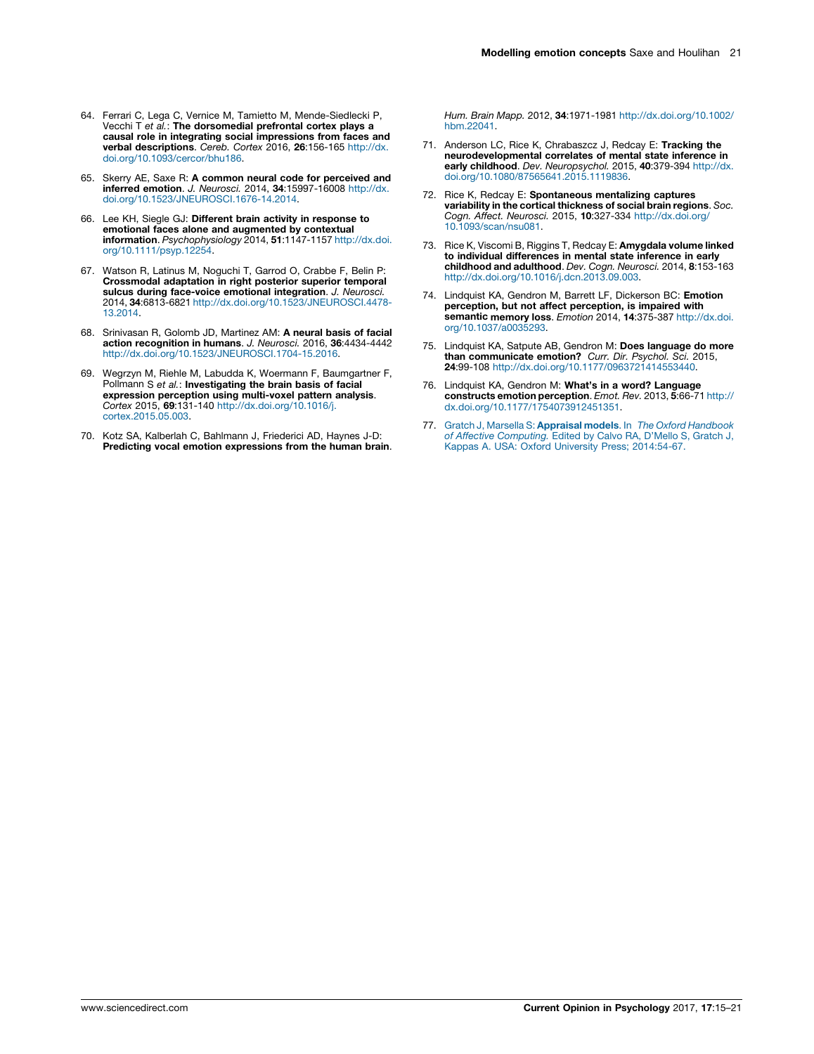64. Ferrari C, Lega C, Vernice M, Tamietto M, Mende-Siedlecki P, Vecchi T *et al.*: **The dorsomedial prefrontal cortex plays a causal role in integrating social impressions from faces and verbal descriptions**. *Cereb. Cortex* 2016, **26**:156-165 http://dx.doi.org/10.1093/cercor/bhu186.

65. Skerry AE, Saxe R: **A common neural code for perceived and inferred emotion**. *J. Neurosci.* 2014, **34**:15997-16008 http://dx.doi.org/10.1523/JNEUROSCI.1676-14.2014.

66. Lee KH, Siegle GJ: **Different brain activity in response to emotional faces alone and augmented by contextual information**. *Psychophysiology* 2014, **51**:1147-1157 http://dx.doi.org/10.1111/psyp.12254.

67. Watson R, Latinus M, Noguchi T, Garrod O, Crabbe F, Belin P: **Crossmodal adaptation in right posterior superior temporal sulcus during face-voice emotional integration**. *J. Neurosci.* 2014, **34**:6813-6821 http://dx.doi.org/10.1523/JNEUROSCI.4478-13.2014.

68. Srinivasan R, Golomb JD, Martinez AM: **A neural basis of facial action recognition in humans**. *J. Neurosci.* 2016, **36**:4434-4442 http://dx.doi.org/10.1523/JNEUROSCI.1704-15.2016.

69. Wegrzyn M, Riehle M, Labudda K, Woermann F, Baumgartner F, Pollmann S *et al.*: **Investigating the brain basis of facial expression perception using multi-voxel pattern analysis**. *Cortex* 2015, **69**:131-140 http://dx.doi.org/10.1016/j.cortex.2015.05.003.

70. Kotz SA, Kalberlah C, Bahlmann J, Friederici AD, Haynes J-D: **Predicting vocal emotion expressions from the human brain**. *Hum. Brain Mapp.* 2012, **34**:1971-1981 http://dx.doi.org/10.1002/hbm.22041.

71. Anderson LC, Rice K, Chrabaszcz J, Redcay E: **Tracking the neurodevelopmental correlates of mental state inference in early childhood**. *Dev. Neuropsychol.* 2015, **40**:379-394 http://dx.doi.org/10.1080/87565641.2015.1119836.

72. Rice K, Redcay E: **Spontaneous mentalizing captures variability in the cortical thickness of social brain regions**. *Soc. Cogn. Affect. Neurosci.* 2015, **10**:327-334 http://dx.doi.org/10.1093/scan/nsu081.

73. Rice K, Viscomi B, Riggins T, Redcay E: **Amygdala volume linked to individual differences in mental state inference in early childhood and adulthood**. *Dev. Cogn. Neurosci.* 2014, **8**:153-163 http://dx.doi.org/10.1016/j.dcn.2013.09.003.

74. Lindquist KA, Gendron M, Barrett LF, Dickerson BC: **Emotion perception, but not affect perception, is impaired with semantic memory loss**. *Emotion* 2014, **14**:375-387 http://dx.doi.org/10.1037/a0035293.

75. Lindquist KA, Satpute AB, Gendron M: **Does language do more than communicate emotion?** *Curr. Dir. Psychol. Sci.* 2015, **24**:99-108 http://dx.doi.org/10.1177/0963721414553440.

76. Lindquist KA, Gendron M: **What's in a word? Language constructs emotion perception**. *Emot. Rev.* 2013, **5**:66-71 http://dx.doi.org/10.1177/1754073912451351.

77. Gratch J, Marsella S: **Appraisal models**. In *The Oxford Handbook of Affective Computing.* Edited by Calvo RA, D'Mello S, Gratch J, Kappas A. USA: Oxford University Press; 2014:54-67.